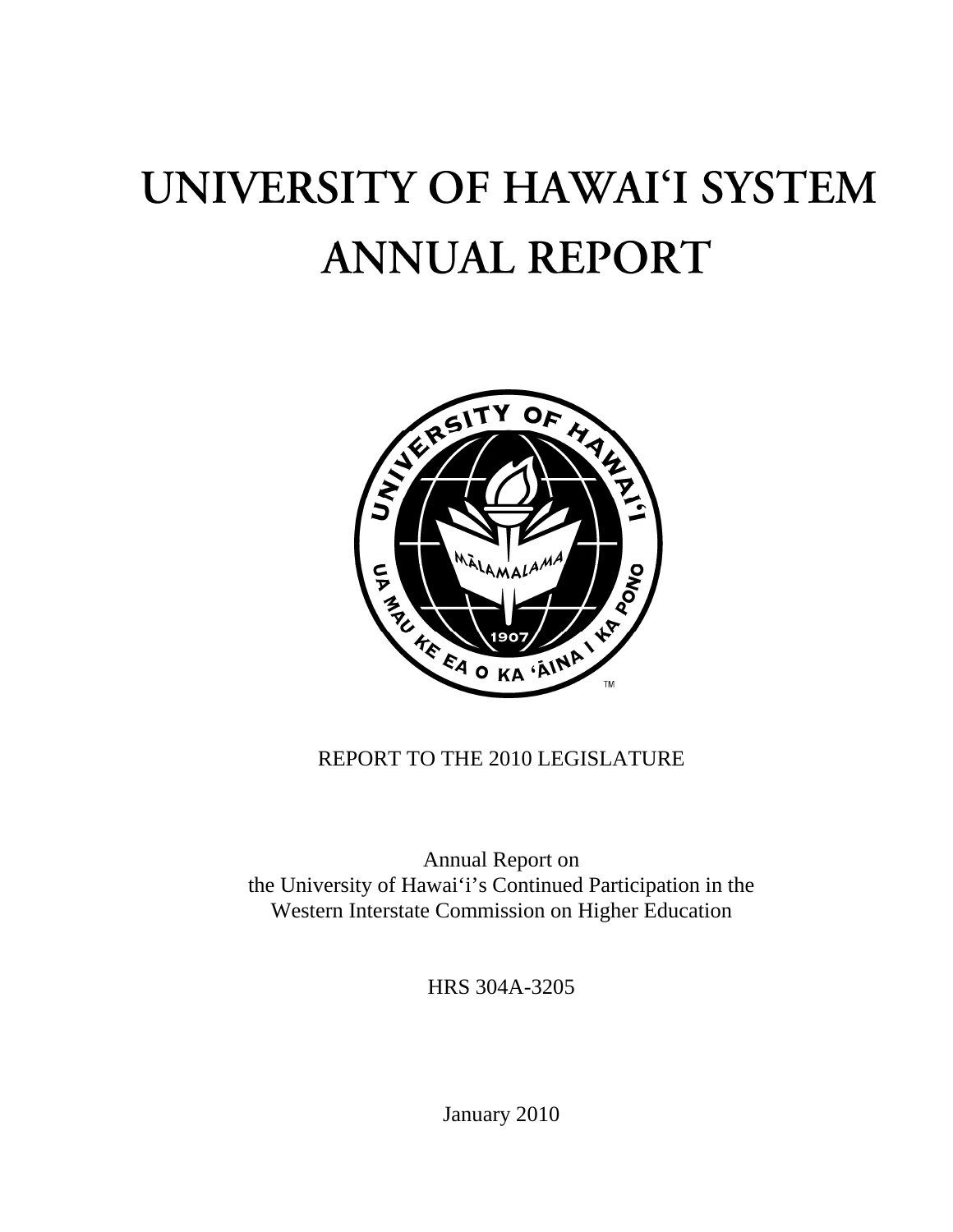# UNIVERSITY OF HAWAI'I SYSTEM ANNUAL REPORT

REPORT TO THE 2010 LEGISLATURE

Annual Report on
the University of Hawai'i's Continued Participation in the
Western Interstate Commission on Higher Education

HRS 304A-3205

January 2010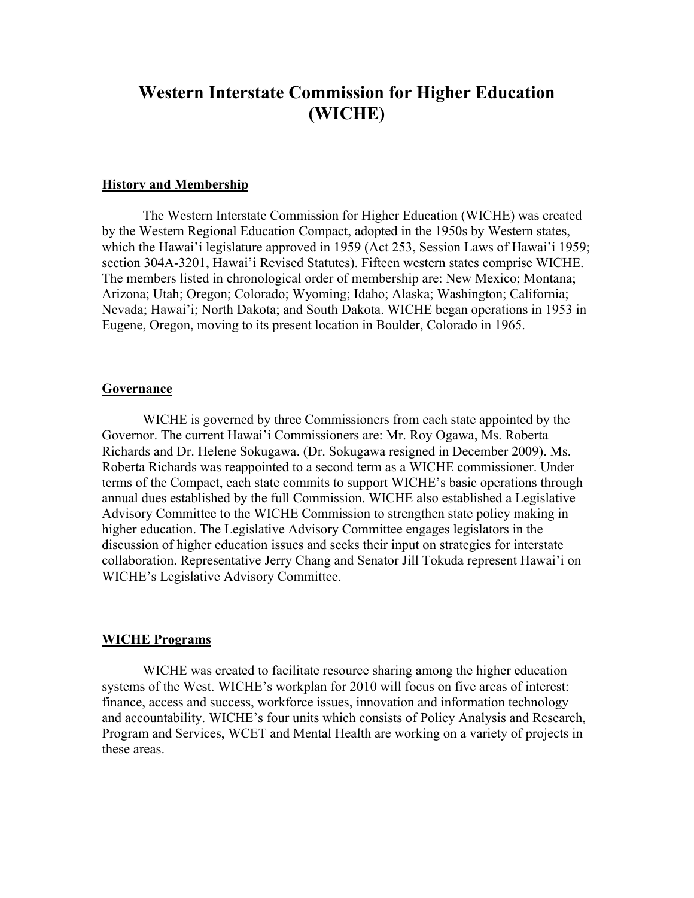# Western Interstate Commission for Higher Education (WICHE)

## History and Membership

The Western Interstate Commission for Higher Education (WICHE) was created by the Western Regional Education Compact, adopted in the 1950s by Western states, which the Hawai'i legislature approved in 1959 (Act 253, Session Laws of Hawai'i 1959; section 304A-3201, Hawai'i Revised Statutes). Fifteen western states comprise WICHE. The members listed in chronological order of membership are: New Mexico; Montana; Arizona; Utah; Oregon; Colorado; Wyoming; Idaho; Alaska; Washington; California; Nevada; Hawai'i; North Dakota; and South Dakota. WICHE began operations in 1953 in Eugene, Oregon, moving to its present location in Boulder, Colorado in 1965.

## Governance

WICHE is governed by three Commissioners from each state appointed by the Governor. The current Hawai'i Commissioners are: Mr. Roy Ogawa, Ms. Roberta Richards and Dr. Helene Sokugawa. (Dr. Sokugawa resigned in December 2009). Ms. Roberta Richards was reappointed to a second term as a WICHE commissioner. Under terms of the Compact, each state commits to support WICHE's basic operations through annual dues established by the full Commission. WICHE also established a Legislative Advisory Committee to the WICHE Commission to strengthen state policy making in higher education. The Legislative Advisory Committee engages legislators in the discussion of higher education issues and seeks their input on strategies for interstate collaboration. Representative Jerry Chang and Senator Jill Tokuda represent Hawai'i on WICHE's Legislative Advisory Committee.

## WICHE Programs

WICHE was created to facilitate resource sharing among the higher education systems of the West. WICHE's workplan for 2010 will focus on five areas of interest: finance, access and success, workforce issues, innovation and information technology and accountability. WICHE's four units which consists of Policy Analysis and Research, Program and Services, WCET and Mental Health are working on a variety of projects in these areas.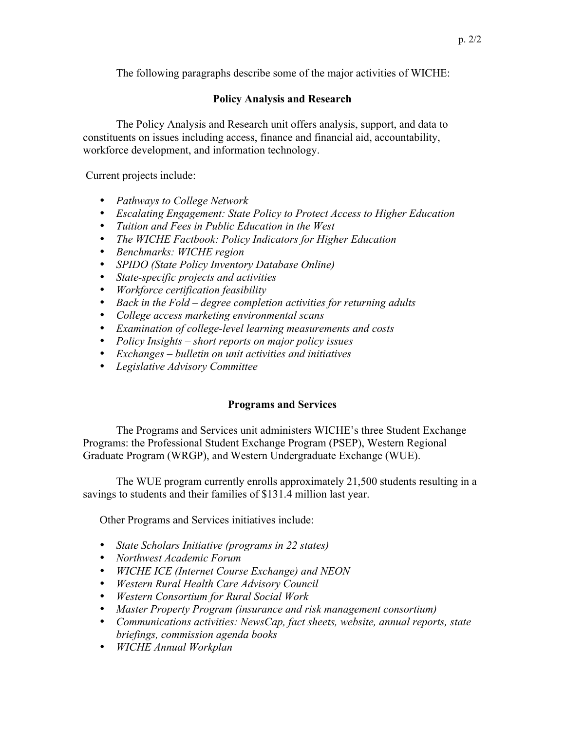The following paragraphs describe some of the major activities of WICHE:

## Policy Analysis and Research

The Policy Analysis and Research unit offers analysis, support, and data to constituents on issues including access, finance and financial aid, accountability, workforce development, and information technology.

Current projects include:

- *Pathways to College Network*
- *Escalating Engagement: State Policy to Protect Access to Higher Education*
- *Tuition and Fees in Public Education in the West*
- *The WICHE Factbook: Policy Indicators for Higher Education*
- *Benchmarks: WICHE region*
- *SPIDO (State Policy Inventory Database Online)*
- *State-specific projects and activities*
- *Workforce certification feasibility*
- *Back in the Fold – degree completion activities for returning adults*
- *College access marketing environmental scans*
- *Examination of college-level learning measurements and costs*
- *Policy Insights – short reports on major policy issues*
- *Exchanges – bulletin on unit activities and initiatives*
- *Legislative Advisory Committee*

## Programs and Services

The Programs and Services unit administers WICHE's three Student Exchange Programs: the Professional Student Exchange Program (PSEP), Western Regional Graduate Program (WRGP), and Western Undergraduate Exchange (WUE).

The WUE program currently enrolls approximately 21,500 students resulting in a savings to students and their families of $131.4 million last year.

Other Programs and Services initiatives include:

- *State Scholars Initiative (programs in 22 states)*
- *Northwest Academic Forum*
- *WICHE ICE (Internet Course Exchange) and NEON*
- *Western Rural Health Care Advisory Council*
- *Western Consortium for Rural Social Work*
- *Master Property Program (insurance and risk management consortium)*
- *Communications activities: NewsCap, fact sheets, website, annual reports, state briefings, commission agenda books*
- *WICHE Annual Workplan*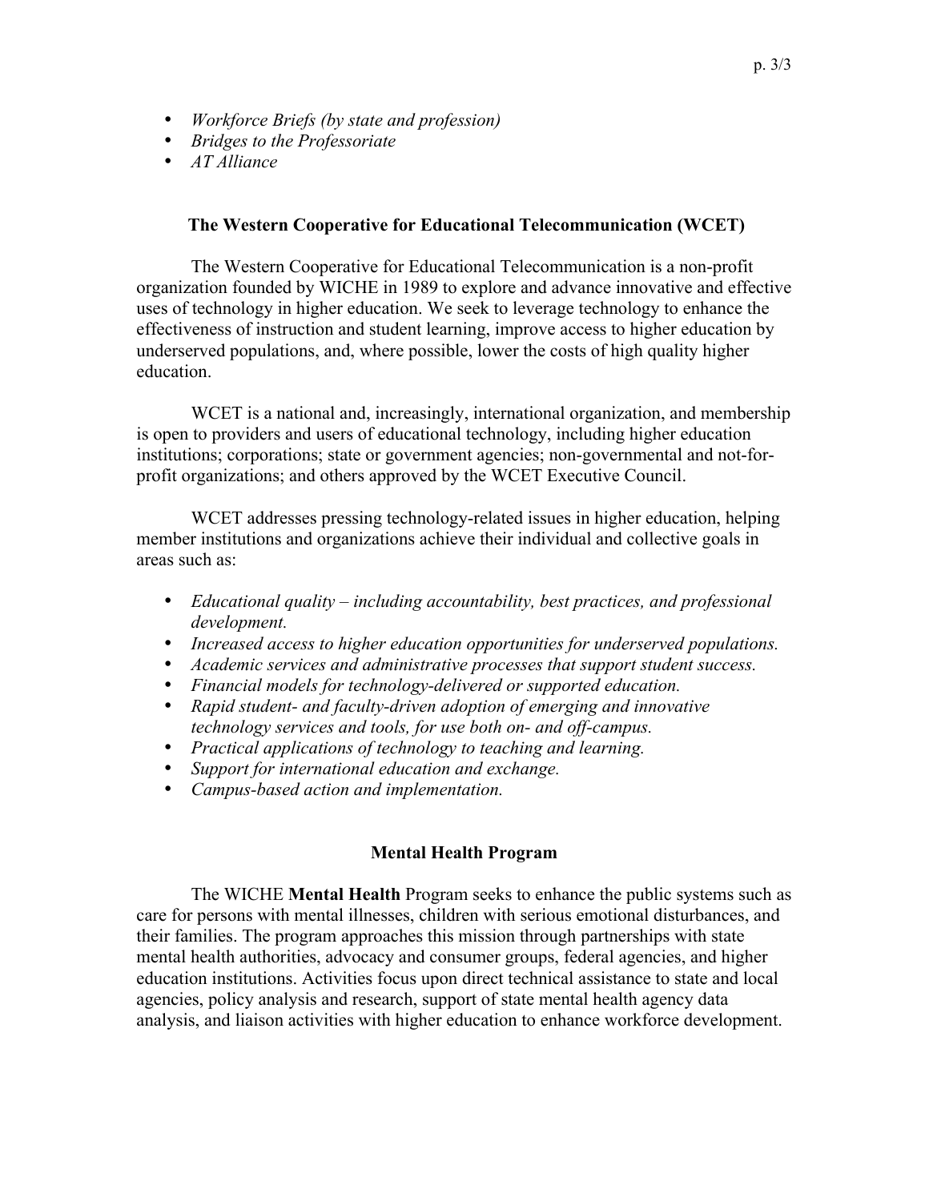- *Workforce Briefs (by state and profession)*
- *Bridges to the Professoriate*
- *AT Alliance*

## The Western Cooperative for Educational Telecommunication (WCET)

The Western Cooperative for Educational Telecommunication is a non-profit organization founded by WICHE in 1989 to explore and advance innovative and effective uses of technology in higher education. We seek to leverage technology to enhance the effectiveness of instruction and student learning, improve access to higher education by underserved populations, and, where possible, lower the costs of high quality higher education.

WCET is a national and, increasingly, international organization, and membership is open to providers and users of educational technology, including higher education institutions; corporations; state or government agencies; non-governmental and not-for-profit organizations; and others approved by the WCET Executive Council.

WCET addresses pressing technology-related issues in higher education, helping member institutions and organizations achieve their individual and collective goals in areas such as:

- *Educational quality – including accountability, best practices, and professional development.*
- *Increased access to higher education opportunities for underserved populations.*
- *Academic services and administrative processes that support student success.*
- *Financial models for technology-delivered or supported education.*
- *Rapid student- and faculty-driven adoption of emerging and innovative technology services and tools, for use both on- and off-campus.*
- *Practical applications of technology to teaching and learning.*
- *Support for international education and exchange.*
- *Campus-based action and implementation.*

## Mental Health Program

The WICHE **Mental Health** Program seeks to enhance the public systems such as care for persons with mental illnesses, children with serious emotional disturbances, and their families. The program approaches this mission through partnerships with state mental health authorities, advocacy and consumer groups, federal agencies, and higher education institutions. Activities focus upon direct technical assistance to state and local agencies, policy analysis and research, support of state mental health agency data analysis, and liaison activities with higher education to enhance workforce development.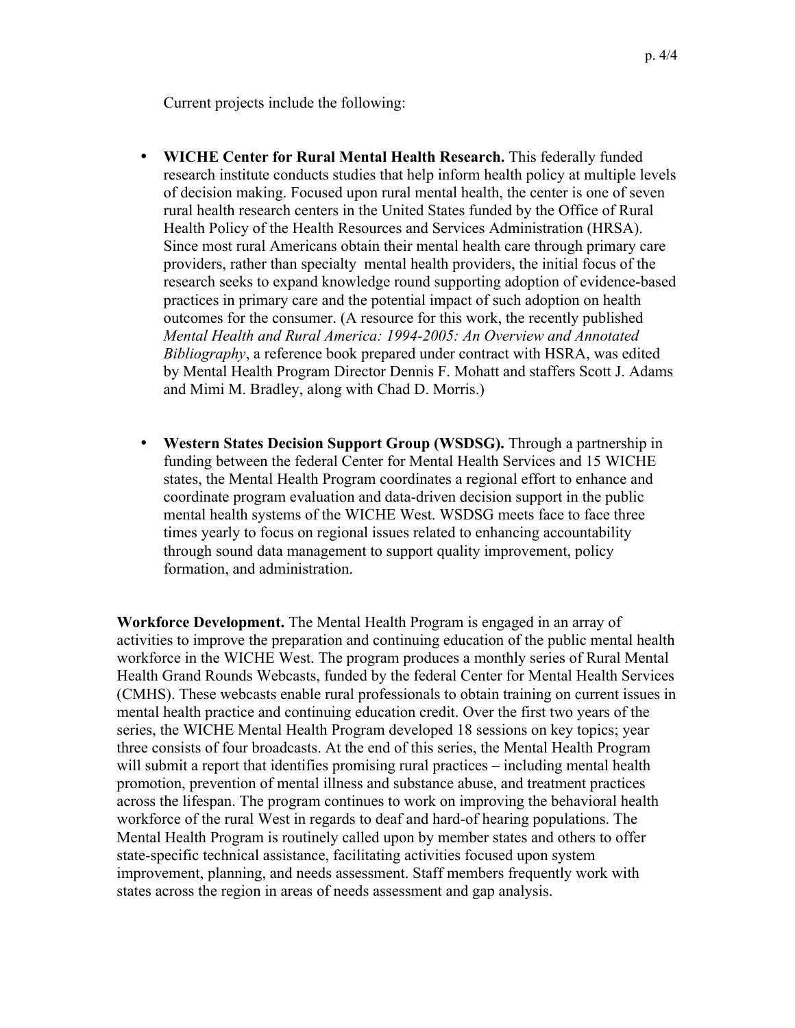Current projects include the following:

- **WICHE Center for Rural Mental Health Research.** This federally funded research institute conducts studies that help inform health policy at multiple levels of decision making. Focused upon rural mental health, the center is one of seven rural health research centers in the United States funded by the Office of Rural Health Policy of the Health Resources and Services Administration (HRSA). Since most rural Americans obtain their mental health care through primary care providers, rather than specialty mental health providers, the initial focus of the research seeks to expand knowledge round supporting adoption of evidence-based practices in primary care and the potential impact of such adoption on health outcomes for the consumer. (A resource for this work, the recently published *Mental Health and Rural America: 1994-2005: An Overview and Annotated Bibliography*, a reference book prepared under contract with HSRA, was edited by Mental Health Program Director Dennis F. Mohatt and staffers Scott J. Adams and Mimi M. Bradley, along with Chad D. Morris.)

- **Western States Decision Support Group (WSDSG).** Through a partnership in funding between the federal Center for Mental Health Services and 15 WICHE states, the Mental Health Program coordinates a regional effort to enhance and coordinate program evaluation and data-driven decision support in the public mental health systems of the WICHE West. WSDSG meets face to face three times yearly to focus on regional issues related to enhancing accountability through sound data management to support quality improvement, policy formation, and administration.

**Workforce Development.** The Mental Health Program is engaged in an array of activities to improve the preparation and continuing education of the public mental health workforce in the WICHE West. The program produces a monthly series of Rural Mental Health Grand Rounds Webcasts, funded by the federal Center for Mental Health Services (CMHS). These webcasts enable rural professionals to obtain training on current issues in mental health practice and continuing education credit. Over the first two years of the series, the WICHE Mental Health Program developed 18 sessions on key topics; year three consists of four broadcasts. At the end of this series, the Mental Health Program will submit a report that identifies promising rural practices – including mental health promotion, prevention of mental illness and substance abuse, and treatment practices across the lifespan. The program continues to work on improving the behavioral health workforce of the rural West in regards to deaf and hard-of hearing populations. The Mental Health Program is routinely called upon by member states and others to offer state-specific technical assistance, facilitating activities focused upon system improvement, planning, and needs assessment. Staff members frequently work with states across the region in areas of needs assessment and gap analysis.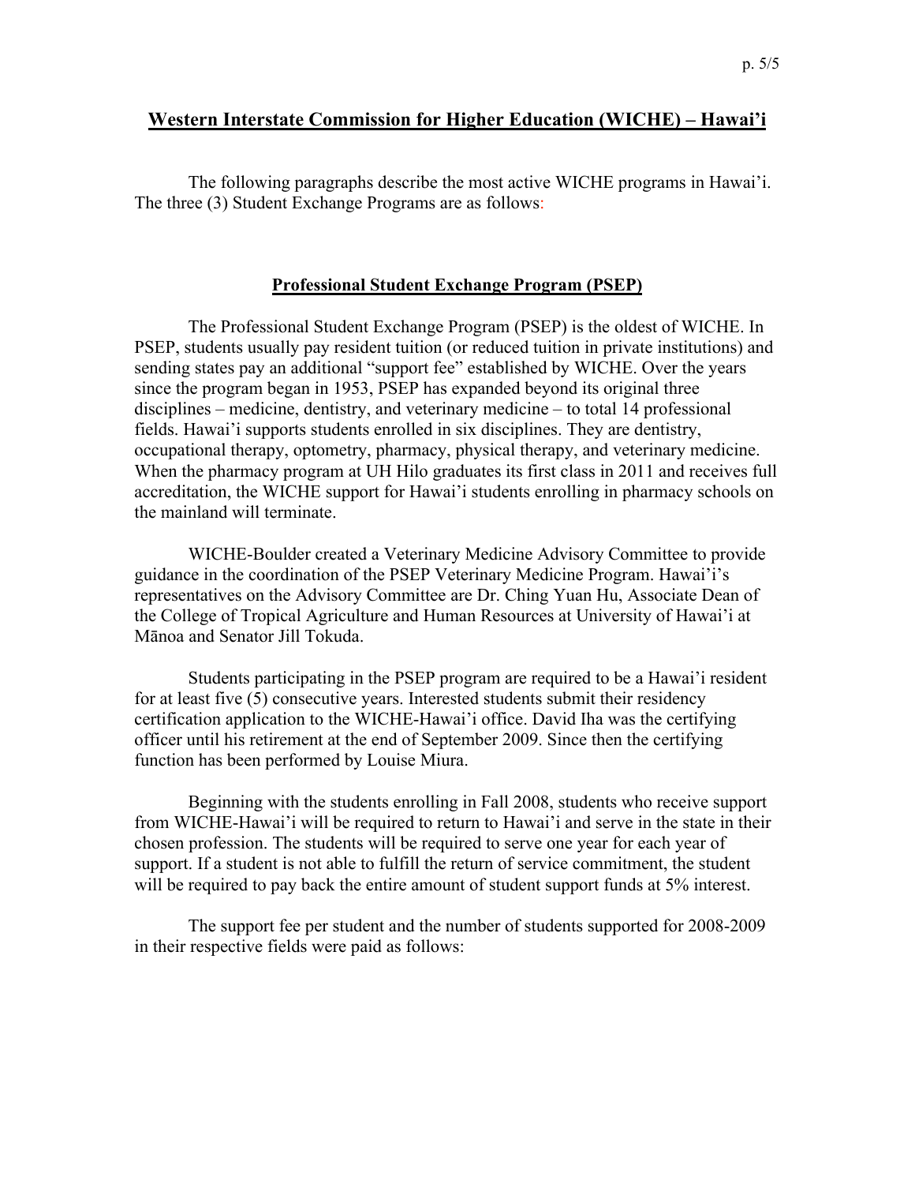## Western Interstate Commission for Higher Education (WICHE) – Hawai'i

The following paragraphs describe the most active WICHE programs in Hawai'i. The three (3) Student Exchange Programs are as follows:

### Professional Student Exchange Program (PSEP)

The Professional Student Exchange Program (PSEP) is the oldest of WICHE. In PSEP, students usually pay resident tuition (or reduced tuition in private institutions) and sending states pay an additional "support fee" established by WICHE. Over the years since the program began in 1953, PSEP has expanded beyond its original three disciplines – medicine, dentistry, and veterinary medicine – to total 14 professional fields. Hawai'i supports students enrolled in six disciplines. They are dentistry, occupational therapy, optometry, pharmacy, physical therapy, and veterinary medicine. When the pharmacy program at UH Hilo graduates its first class in 2011 and receives full accreditation, the WICHE support for Hawai'i students enrolling in pharmacy schools on the mainland will terminate.

WICHE-Boulder created a Veterinary Medicine Advisory Committee to provide guidance in the coordination of the PSEP Veterinary Medicine Program. Hawai'i's representatives on the Advisory Committee are Dr. Ching Yuan Hu, Associate Dean of the College of Tropical Agriculture and Human Resources at University of Hawai'i at Mānoa and Senator Jill Tokuda.

Students participating in the PSEP program are required to be a Hawai'i resident for at least five (5) consecutive years. Interested students submit their residency certification application to the WICHE-Hawai'i office. David Iha was the certifying officer until his retirement at the end of September 2009. Since then the certifying function has been performed by Louise Miura.

Beginning with the students enrolling in Fall 2008, students who receive support from WICHE-Hawai'i will be required to return to Hawai'i and serve in the state in their chosen profession. The students will be required to serve one year for each year of support. If a student is not able to fulfill the return of service commitment, the student will be required to pay back the entire amount of student support funds at 5% interest.

The support fee per student and the number of students supported for 2008-2009 in their respective fields were paid as follows: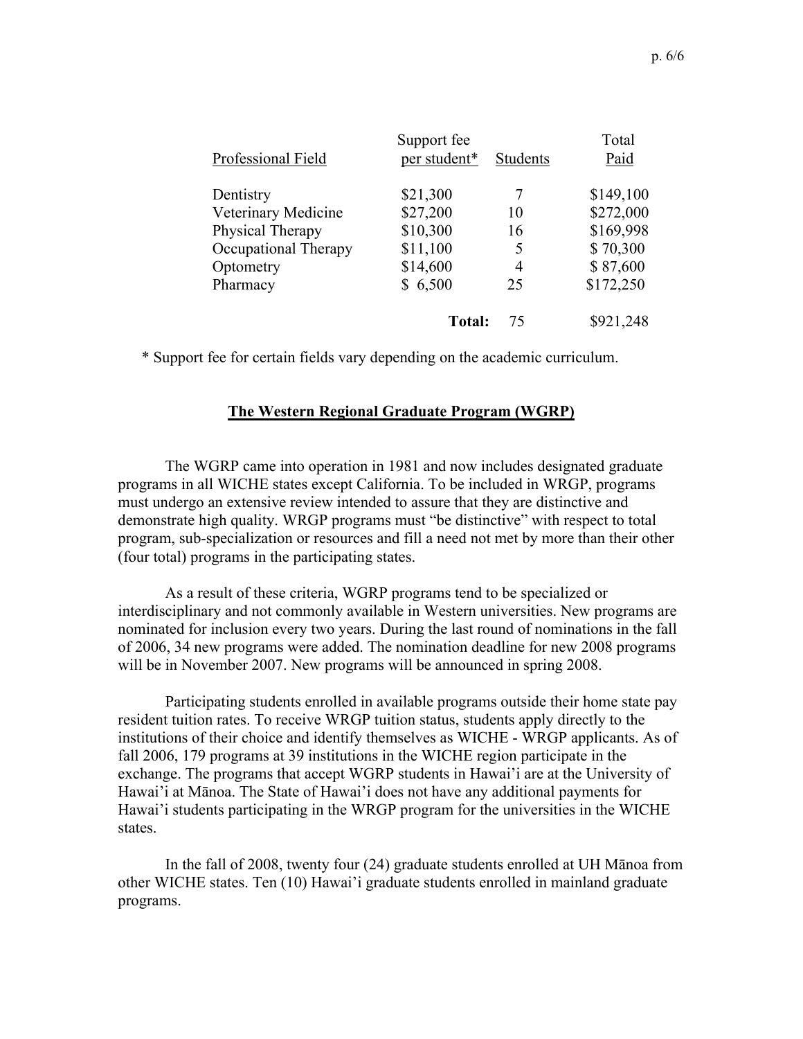| Professional Field | Support fee per student* | Students | Total Paid |
|---|---|---|---|
| Dentistry | $21,300 | 7 | $149,100 |
| Veterinary Medicine | $27,200 | 10 | $272,000 |
| Physical Therapy | $10,300 | 16 | $169,998 |
| Occupational Therapy | $11,100 | 5 | $ 70,300 |
| Optometry | $14,600 | 4 | $ 87,600 |
| Pharmacy | $ 6,500 | 25 | $172,250 |
| | **Total:** | 75 | $921,248 |

* Support fee for certain fields vary depending on the academic curriculum.

## The Western Regional Graduate Program (WGRP)

The WGRP came into operation in 1981 and now includes designated graduate programs in all WICHE states except California. To be included in WRGP, programs must undergo an extensive review intended to assure that they are distinctive and demonstrate high quality. WRGP programs must "be distinctive" with respect to total program, sub-specialization or resources and fill a need not met by more than their other (four total) programs in the participating states.

As a result of these criteria, WGRP programs tend to be specialized or interdisciplinary and not commonly available in Western universities. New programs are nominated for inclusion every two years. During the last round of nominations in the fall of 2006, 34 new programs were added. The nomination deadline for new 2008 programs will be in November 2007. New programs will be announced in spring 2008.

Participating students enrolled in available programs outside their home state pay resident tuition rates. To receive WRGP tuition status, students apply directly to the institutions of their choice and identify themselves as WICHE - WRGP applicants. As of fall 2006, 179 programs at 39 institutions in the WICHE region participate in the exchange. The programs that accept WGRP students in Hawai'i are at the University of Hawai'i at Mānoa. The State of Hawai'i does not have any additional payments for Hawai'i students participating in the WRGP program for the universities in the WICHE states.

In the fall of 2008, twenty four (24) graduate students enrolled at UH Mānoa from other WICHE states. Ten (10) Hawai'i graduate students enrolled in mainland graduate programs.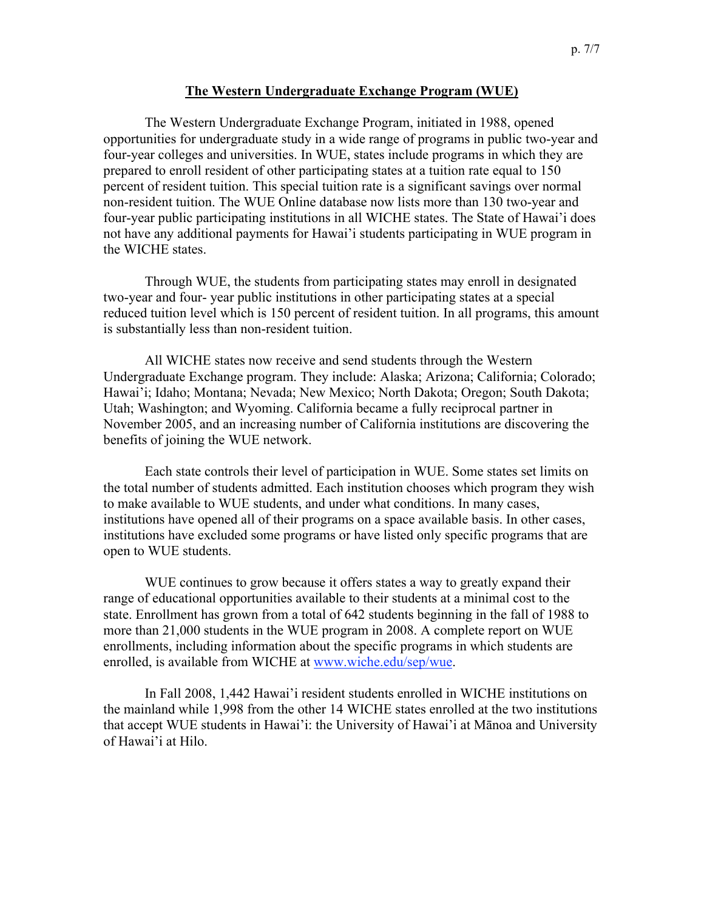## The Western Undergraduate Exchange Program (WUE)

The Western Undergraduate Exchange Program, initiated in 1988, opened opportunities for undergraduate study in a wide range of programs in public two-year and four-year colleges and universities. In WUE, states include programs in which they are prepared to enroll resident of other participating states at a tuition rate equal to 150 percent of resident tuition. This special tuition rate is a significant savings over normal non-resident tuition. The WUE Online database now lists more than 130 two-year and four-year public participating institutions in all WICHE states. The State of Hawai'i does not have any additional payments for Hawai'i students participating in WUE program in the WICHE states.

Through WUE, the students from participating states may enroll in designated two-year and four- year public institutions in other participating states at a special reduced tuition level which is 150 percent of resident tuition. In all programs, this amount is substantially less than non-resident tuition.

All WICHE states now receive and send students through the Western Undergraduate Exchange program. They include: Alaska; Arizona; California; Colorado; Hawai'i; Idaho; Montana; Nevada; New Mexico; North Dakota; Oregon; South Dakota; Utah; Washington; and Wyoming. California became a fully reciprocal partner in November 2005, and an increasing number of California institutions are discovering the benefits of joining the WUE network.

Each state controls their level of participation in WUE. Some states set limits on the total number of students admitted. Each institution chooses which program they wish to make available to WUE students, and under what conditions. In many cases, institutions have opened all of their programs on a space available basis. In other cases, institutions have excluded some programs or have listed only specific programs that are open to WUE students.

WUE continues to grow because it offers states a way to greatly expand their range of educational opportunities available to their students at a minimal cost to the state. Enrollment has grown from a total of 642 students beginning in the fall of 1988 to more than 21,000 students in the WUE program in 2008. A complete report on WUE enrollments, including information about the specific programs in which students are enrolled, is available from WICHE at www.wiche.edu/sep/wue.

In Fall 2008, 1,442 Hawai'i resident students enrolled in WICHE institutions on the mainland while 1,998 from the other 14 WICHE states enrolled at the two institutions that accept WUE students in Hawai'i: the University of Hawai'i at Mānoa and University of Hawai'i at Hilo.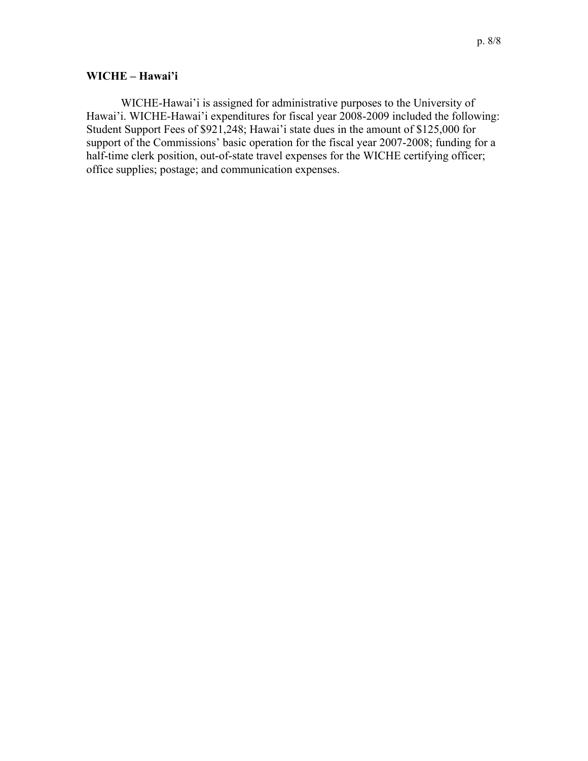**WICHE – Hawai'i**

WICHE-Hawai'i is assigned for administrative purposes to the University of Hawai'i. WICHE-Hawai'i expenditures for fiscal year 2008-2009 included the following: Student Support Fees of $921,248; Hawai'i state dues in the amount of $125,000 for support of the Commissions' basic operation for the fiscal year 2007-2008; funding for a half-time clerk position, out-of-state travel expenses for the WICHE certifying officer; office supplies; postage; and communication expenses.